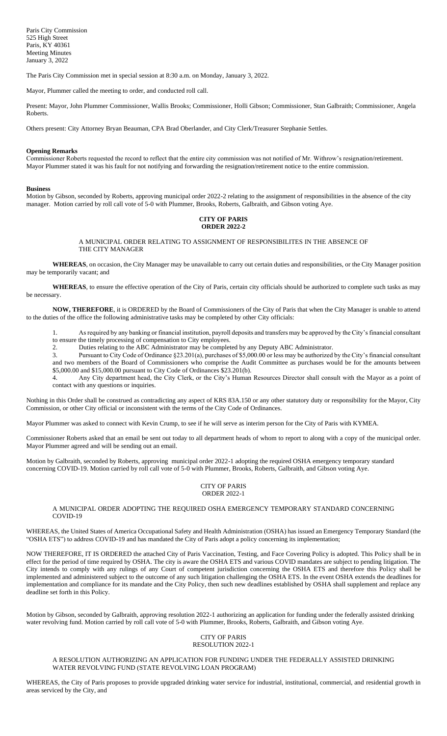Paris City Commission
525 High Street
Paris, KY 40361
Meeting Minutes
January 3, 2022

The Paris City Commission met in special session at 8:30 a.m. on Monday, January 3, 2022.

Mayor, Plummer called the meeting to order, and conducted roll call.

Present: Mayor, John Plummer Commissioner, Wallis Brooks; Commissioner, Holli Gibson; Commissioner, Stan Galbraith; Commissioner, Angela Roberts.

Others present: City Attorney Bryan Beauman, CPA Brad Oberlander, and City Clerk/Treasurer Stephanie Settles.

**Opening Remarks**

Commissioner Roberts requested the record to reflect that the entire city commission was not notified of Mr. Withrow's resignation/retirement. Mayor Plummer stated it was his fault for not notifying and forwarding the resignation/retirement notice to the entire commission.

**Business**

Motion by Gibson, seconded by Roberts, approving municipal order 2022-2 relating to the assignment of responsibilities in the absence of the city manager. Motion carried by roll call vote of 5-0 with Plummer, Brooks, Roberts, Galbraith, and Gibson voting Aye.

**CITY OF PARIS**
**ORDER 2022-2**

A MUNICIPAL ORDER RELATING TO ASSIGNMENT OF RESPONSIBILITES IN THE ABSENCE OF THE CITY MANAGER

**WHEREAS**, on occasion, the City Manager may be unavailable to carry out certain duties and responsibilities, or the City Manager position may be temporarily vacant; and

**WHEREAS**, to ensure the effective operation of the City of Paris, certain city officials should be authorized to complete such tasks as may be necessary.

**NOW, THEREFORE**, it is ORDERED by the Board of Commissioners of the City of Paris that when the City Manager is unable to attend to the duties of the office the following administrative tasks may be completed by other City officials:

1. As required by any banking or financial institution, payroll deposits and transfers may be approved by the City's financial consultant to ensure the timely processing of compensation to City employees.
2. Duties relating to the ABC Administrator may be completed by any Deputy ABC Administrator.
3. Pursuant to City Code of Ordinance §23.201(a), purchases of $5,000.00 or less may be authorized by the City's financial consultant and two members of the Board of Commissioners who comprise the Audit Committee as purchases would be for the amounts between $5,000.00 and $15,000.00 pursuant to City Code of Ordinances $23.201(b).
4. Any City department head, the City Clerk, or the City's Human Resources Director shall consult with the Mayor as a point of contact with any questions or inquiries.

Nothing in this Order shall be construed as contradicting any aspect of KRS 83A.150 or any other statutory duty or responsibility for the Mayor, City Commission, or other City official or inconsistent with the terms of the City Code of Ordinances.

Mayor Plummer was asked to connect with Kevin Crump, to see if he will serve as interim person for the City of Paris with KYMEA.

Commissioner Roberts asked that an email be sent out today to all department heads of whom to report to along with a copy of the municipal order. Mayor Plummer agreed and will be sending out an email.

Motion by Galbraith, seconded by Roberts, approving municipal order 2022-1 adopting the required OSHA emergency temporary standard concerning COVID-19. Motion carried by roll call vote of 5-0 with Plummer, Brooks, Roberts, Galbraith, and Gibson voting Aye.

CITY OF PARIS
ORDER 2022-1

A MUNICIPAL ORDER ADOPTING THE REQUIRED OSHA EMERGENCY TEMPORARY STANDARD CONCERNING COVID-19

WHEREAS, the United States of America Occupational Safety and Health Administration (OSHA) has issued an Emergency Temporary Standard (the "OSHA ETS") to address COVID-19 and has mandated the City of Paris adopt a policy concerning its implementation;

NOW THEREFORE, IT IS ORDERED the attached City of Paris Vaccination, Testing, and Face Covering Policy is adopted. This Policy shall be in effect for the period of time required by OSHA. The city is aware the OSHA ETS and various COVID mandates are subject to pending litigation. The City intends to comply with any rulings of any Court of competent jurisdiction concerning the OSHA ETS and therefore this Policy shall be implemented and administered subject to the outcome of any such litigation challenging the OSHA ETS. In the event OSHA extends the deadlines for implementation and compliance for its mandate and the City Policy, then such new deadlines established by OSHA shall supplement and replace any deadline set forth in this Policy.

Motion by Gibson, seconded by Galbraith, approving resolution 2022-1 authorizing an application for funding under the federally assisted drinking water revolving fund. Motion carried by roll call vote of 5-0 with Plummer, Brooks, Roberts, Galbraith, and Gibson voting Aye.

CITY OF PARIS
RESOLUTION 2022-1

A RESOLUTION AUTHORIZING AN APPLICATION FOR FUNDING UNDER THE FEDERALLY ASSISTED DRINKING WATER REVOLVING FUND (STATE REVOLVING LOAN PROGRAM)

WHEREAS, the City of Paris proposes to provide upgraded drinking water service for industrial, institutional, commercial, and residential growth in areas serviced by the City, and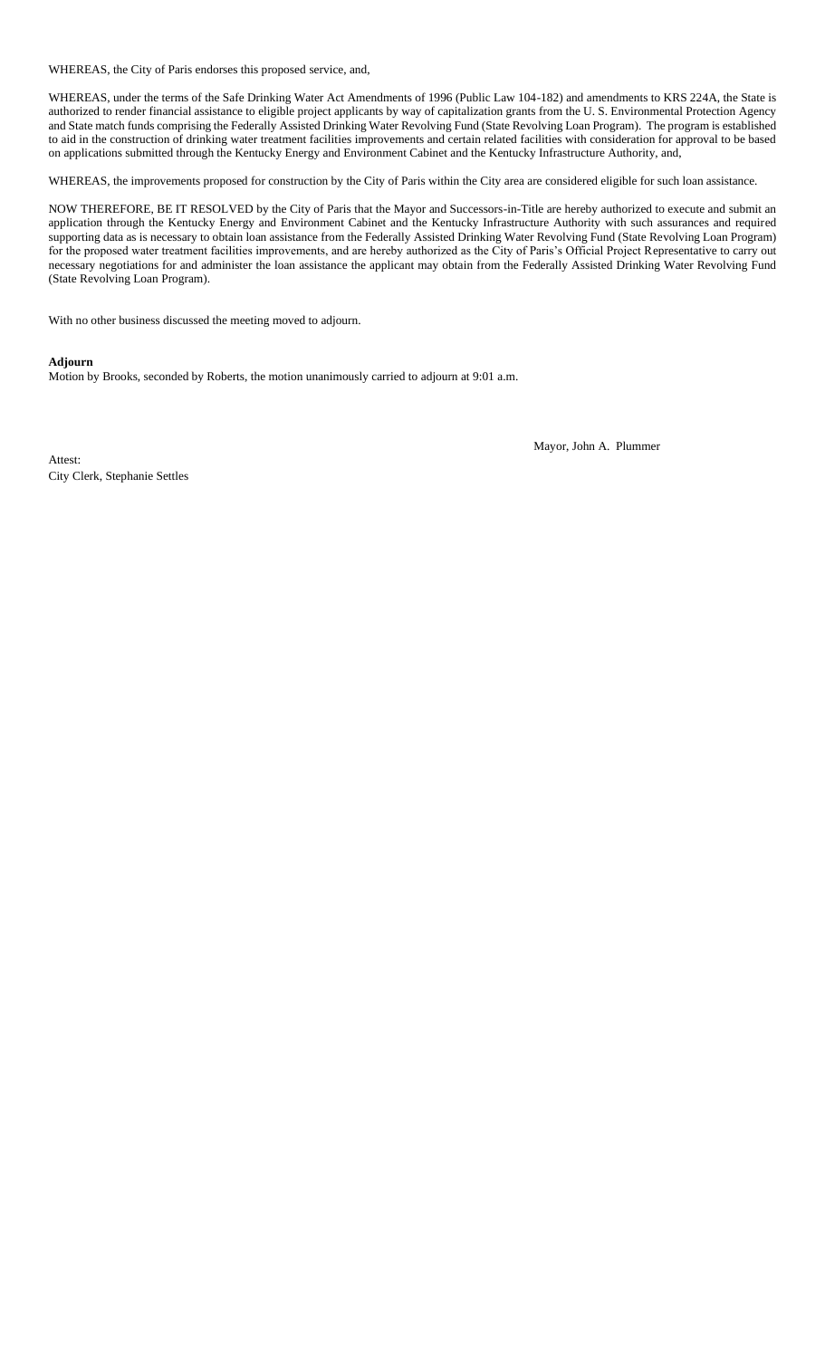WHEREAS, the City of Paris endorses this proposed service, and,

WHEREAS, under the terms of the Safe Drinking Water Act Amendments of 1996 (Public Law 104-182) and amendments to KRS 224A, the State is authorized to render financial assistance to eligible project applicants by way of capitalization grants from the U. S. Environmental Protection Agency and State match funds comprising the Federally Assisted Drinking Water Revolving Fund (State Revolving Loan Program). The program is established to aid in the construction of drinking water treatment facilities improvements and certain related facilities with consideration for approval to be based on applications submitted through the Kentucky Energy and Environment Cabinet and the Kentucky Infrastructure Authority, and,

WHEREAS, the improvements proposed for construction by the City of Paris within the City area are considered eligible for such loan assistance.

NOW THEREFORE, BE IT RESOLVED by the City of Paris that the Mayor and Successors-in-Title are hereby authorized to execute and submit an application through the Kentucky Energy and Environment Cabinet and the Kentucky Infrastructure Authority with such assurances and required supporting data as is necessary to obtain loan assistance from the Federally Assisted Drinking Water Revolving Fund (State Revolving Loan Program) for the proposed water treatment facilities improvements, and are hereby authorized as the City of Paris's Official Project Representative to carry out necessary negotiations for and administer the loan assistance the applicant may obtain from the Federally Assisted Drinking Water Revolving Fund (State Revolving Loan Program).

With no other business discussed the meeting moved to adjourn.

**Adjourn**

Motion by Brooks, seconded by Roberts, the motion unanimously carried to adjourn at 9:01 a.m.

Mayor, John A. Plummer

Attest:
City Clerk, Stephanie Settles